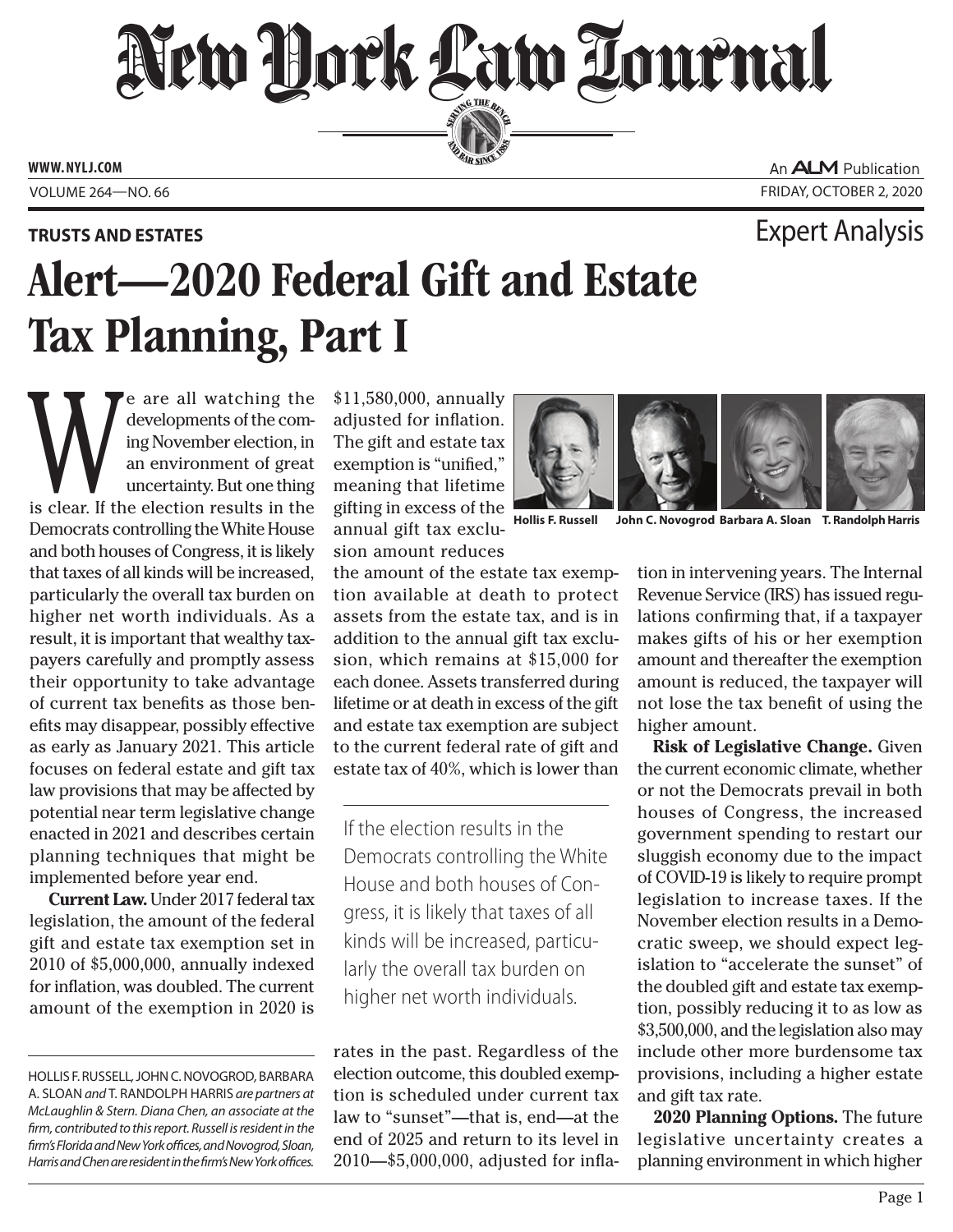**TRUSTS AND ESTATES**

Expert Analysis

# Alert—2020 Federal Gift and Estate Tax Planning, Part I

Hollis F. Russell, John C. Novogrod, Barbara A. Sloan, T. Randolph Harris

We are all watching the developments of the coming November election, in an environment of great uncertainty. But one thing is clear. If the election results in the Democrats controlling the White House and both houses of Congress, it is likely that taxes of all kinds will be increased, particularly the overall tax burden on higher net worth individuals. As a result, it is important that wealthy taxpayers carefully and promptly assess their opportunity to take advantage of current tax benefits as those benefits may disappear, possibly effective as early as January 2021. This article focuses on federal estate and gift tax law provisions that may be affected by potential near term legislative change enacted in 2021 and describes certain planning techniques that might be implemented before year end.

**Current Law.** Under 2017 federal tax legislation, the amount of the federal gift and estate tax exemption set in 2010 of $5,000,000, annually indexed for inflation, was doubled. The current amount of the exemption in 2020 is $11,580,000, annually adjusted for inflation. The gift and estate tax exemption is "unified," meaning that lifetime gifting in excess of the annual gift tax exclusion amount reduces the amount of the estate tax exemption available at death to protect assets from the estate tax, and is in addition to the annual gift tax exclusion, which remains at $15,000 for each donee. Assets transferred during lifetime or at death in excess of the gift and estate tax exemption are subject to the current federal rate of gift and estate tax of 40%, which is lower than rates in the past. Regardless of the election outcome, this doubled exemption is scheduled under current tax law to "sunset"—that is, end—at the end of 2025 and return to its level in 2010—$5,000,000, adjusted for inflation in intervening years. The Internal Revenue Service (IRS) has issued regulations confirming that, if a taxpayer makes gifts of his or her exemption amount and thereafter the exemption amount is reduced, the taxpayer will not lose the tax benefit of using the higher amount.

> If the election results in the Democrats controlling the White House and both houses of Congress, it is likely that taxes of all kinds will be increased, particularly the overall tax burden on higher net worth individuals.

**Risk of Legislative Change.** Given the current economic climate, whether or not the Democrats prevail in both houses of Congress, the increased government spending to restart our sluggish economy due to the impact of COVID-19 is likely to require prompt legislation to increase taxes. If the November election results in a Democratic sweep, we should expect legislation to "accelerate the sunset" of the doubled gift and estate tax exemption, possibly reducing it to as low as $3,500,000, and the legislation also may include other more burdensome tax provisions, including a higher estate and gift tax rate.

**2020 Planning Options.** The future legislative uncertainty creates a planning environment in which higher

---

HOLLIS F. RUSSELL, JOHN C. NOVOGROD, BARBARA A. SLOAN *and* T. RANDOLPH HARRIS *are partners at McLaughlin & Stern. Diana Chen, an associate at the firm, contributed to this report. Russell is resident in the firm's Florida and New York offices, and Novogrod, Sloan, Harris and Chen are resident in the firm's New York offices.*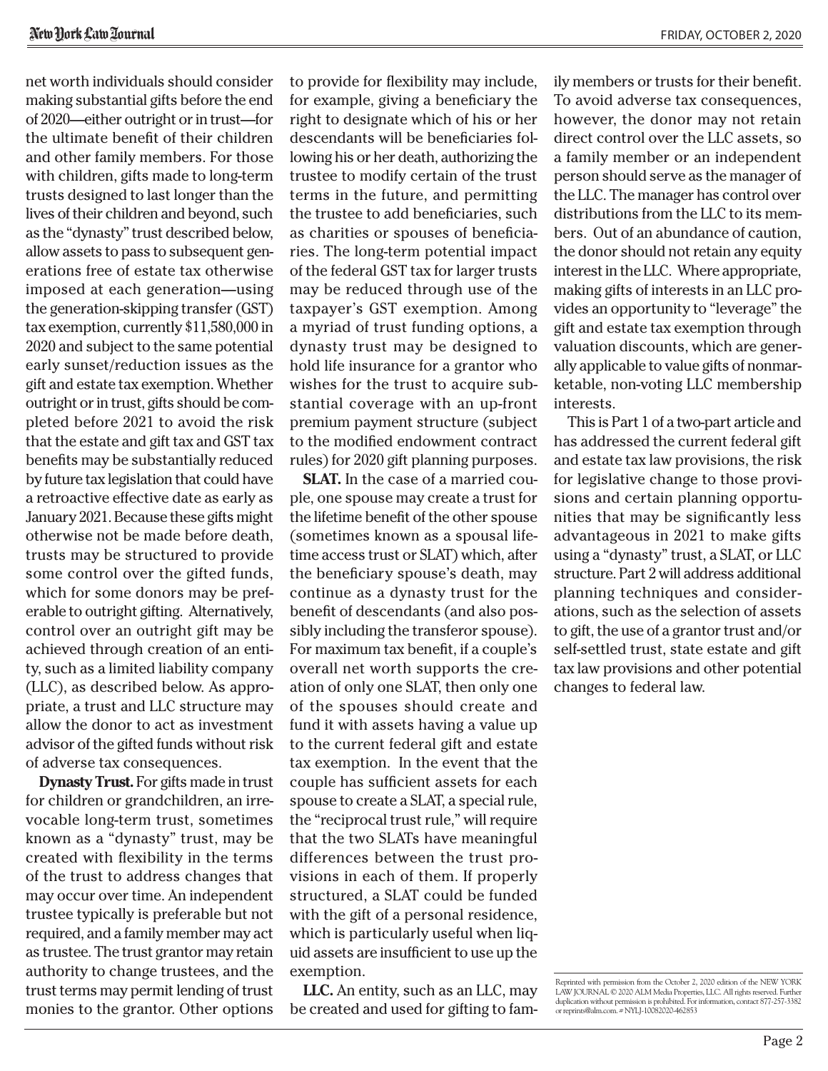net worth individuals should consider making substantial gifts before the end of 2020—either outright or in trust—for the ultimate benefit of their children and other family members. For those with children, gifts made to long-term trusts designed to last longer than the lives of their children and beyond, such as the "dynasty" trust described below, allow assets to pass to subsequent generations free of estate tax otherwise imposed at each generation—using the generation-skipping transfer (GST) tax exemption, currently $11,580,000 in 2020 and subject to the same potential early sunset/reduction issues as the gift and estate tax exemption. Whether outright or in trust, gifts should be completed before 2021 to avoid the risk that the estate and gift tax and GST tax benefits may be substantially reduced by future tax legislation that could have a retroactive effective date as early as January 2021. Because these gifts might otherwise not be made before death, trusts may be structured to provide some control over the gifted funds, which for some donors may be preferable to outright gifting. Alternatively, control over an outright gift may be achieved through creation of an entity, such as a limited liability company (LLC), as described below. As appropriate, a trust and LLC structure may allow the donor to act as investment advisor of the gifted funds without risk of adverse tax consequences.

**Dynasty Trust.** For gifts made in trust for children or grandchildren, an irrevocable long-term trust, sometimes known as a "dynasty" trust, may be created with flexibility in the terms of the trust to address changes that may occur over time. An independent trustee typically is preferable but not required, and a family member may act as trustee. The trust grantor may retain authority to change trustees, and the trust terms may permit lending of trust monies to the grantor. Other options to provide for flexibility may include, for example, giving a beneficiary the right to designate which of his or her descendants will be beneficiaries following his or her death, authorizing the trustee to modify certain of the trust terms in the future, and permitting the trustee to add beneficiaries, such as charities or spouses of beneficiaries. The long-term potential impact of the federal GST tax for larger trusts may be reduced through use of the taxpayer's GST exemption. Among a myriad of trust funding options, a dynasty trust may be designed to hold life insurance for a grantor who wishes for the trust to acquire substantial coverage with an up-front premium payment structure (subject to the modified endowment contract rules) for 2020 gift planning purposes.

**SLAT.** In the case of a married couple, one spouse may create a trust for the lifetime benefit of the other spouse (sometimes known as a spousal lifetime access trust or SLAT) which, after the beneficiary spouse's death, may continue as a dynasty trust for the benefit of descendants (and also possibly including the transferor spouse). For maximum tax benefit, if a couple's overall net worth supports the creation of only one SLAT, then only one of the spouses should create and fund it with assets having a value up to the current federal gift and estate tax exemption. In the event that the couple has sufficient assets for each spouse to create a SLAT, a special rule, the "reciprocal trust rule," will require that the two SLATs have meaningful differences between the trust provisions in each of them. If properly structured, a SLAT could be funded with the gift of a personal residence, which is particularly useful when liquid assets are insufficient to use up the exemption.

**LLC.** An entity, such as an LLC, may be created and used for gifting to family members or trusts for their benefit. To avoid adverse tax consequences, however, the donor may not retain direct control over the LLC assets, so a family member or an independent person should serve as the manager of the LLC. The manager has control over distributions from the LLC to its members. Out of an abundance of caution, the donor should not retain any equity interest in the LLC. Where appropriate, making gifts of interests in an LLC provides an opportunity to "leverage" the gift and estate tax exemption through valuation discounts, which are generally applicable to value gifts of nonmarketable, non-voting LLC membership interests.

This is Part 1 of a two-part article and has addressed the current federal gift and estate tax law provisions, the risk for legislative change to those provisions and certain planning opportunities that may be significantly less advantageous in 2021 to make gifts using a "dynasty" trust, a SLAT, or LLC structure. Part 2 will address additional planning techniques and considerations, such as the selection of assets to gift, the use of a grantor trust and/or self-settled trust, state estate and gift tax law provisions and other potential changes to federal law.

Reprinted with permission from the October 2, 2020 edition of the NEW YORK LAW JOURNAL © 2020 ALM Media Properties, LLC. All rights reserved. Further duplication without permission is prohibited. For information, contact 877-257-3382 or reprints@alm.com. # NYLJ-10082020-462853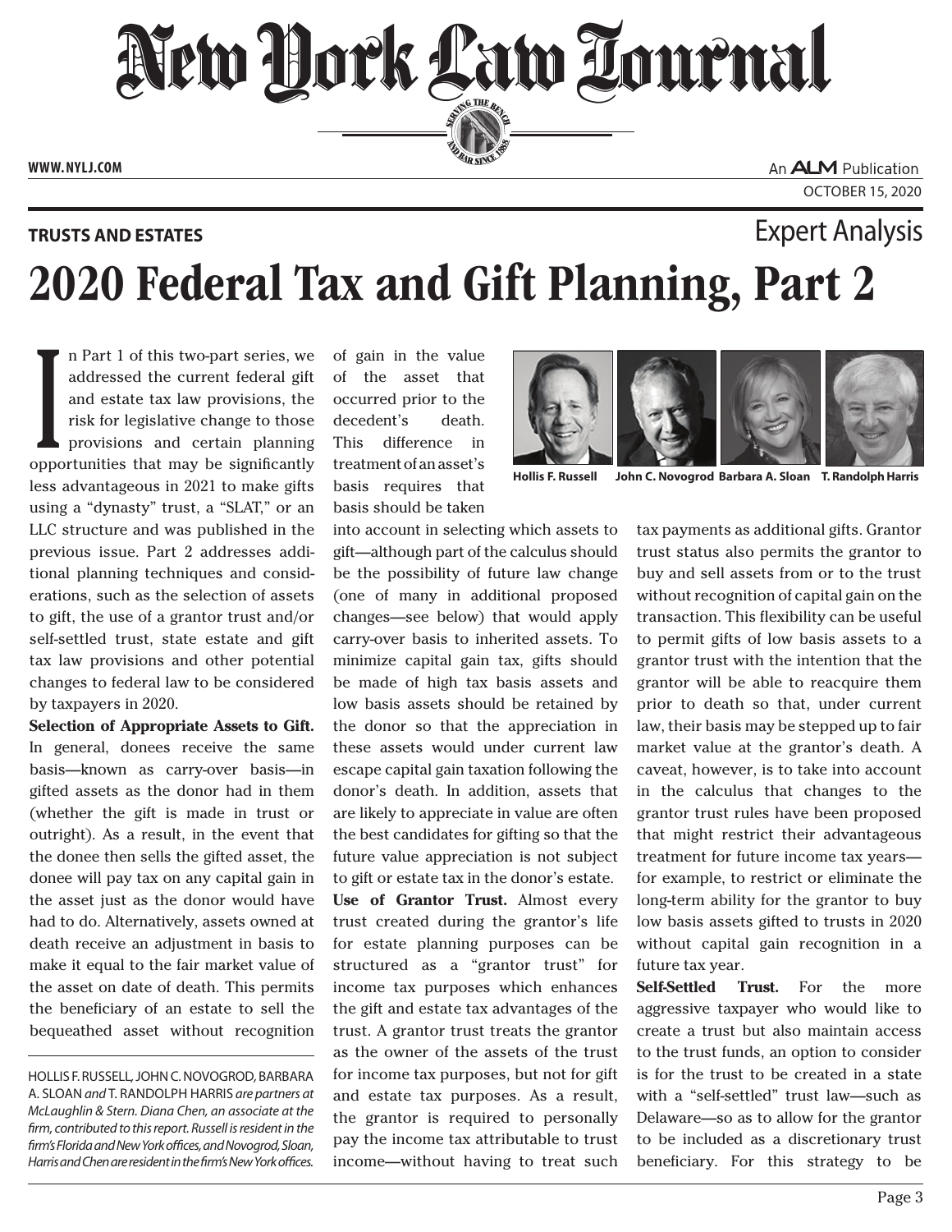# New York Law Journal

TRUSTS AND ESTATES

Expert Analysis

# 2020 Federal Tax and Gift Planning, Part 2

Hollis F. Russell John C. Novogrod Barbara A. Sloan T. Randolph Harris

In Part 1 of this two-part series, we addressed the current federal gift and estate tax law provisions, the risk for legislative change to those provisions and certain planning opportunities that may be significantly less advantageous in 2021 to make gifts using a "dynasty" trust, a "SLAT," or an LLC structure and was published in the previous issue. Part 2 addresses additional planning techniques and considerations, such as the selection of assets to gift, the use of a grantor trust and/or self-settled trust, state estate and gift tax law provisions and other potential changes to federal law to be considered by taxpayers in 2020.

**Selection of Appropriate Assets to Gift.** In general, donees receive the same basis—known as carry-over basis—in gifted assets as the donor had in them (whether the gift is made in trust or outright). As a result, in the event that the donee then sells the gifted asset, the donee will pay tax on any capital gain in the asset just as the donor would have had to do. Alternatively, assets owned at death receive an adjustment in basis to make it equal to the fair market value of the asset on date of death. This permits the beneficiary of an estate to sell the bequeathed asset without recognition of gain in the value of the asset that occurred prior to the decedent's death. This difference in treatment of an asset's basis requires that basis should be taken into account in selecting which assets to gift—although part of the calculus should be the possibility of future law change (one of many in additional proposed changes—see below) that would apply carry-over basis to inherited assets. To minimize capital gain tax, gifts should be made of high tax basis assets and low basis assets should be retained by the donor so that the appreciation in these assets would under current law escape capital gain taxation following the donor's death. In addition, assets that are likely to appreciate in value are often the best candidates for gifting so that the future value appreciation is not subject to gift or estate tax in the donor's estate.

**Use of Grantor Trust.** Almost every trust created during the grantor's life for estate planning purposes can be structured as a "grantor trust" for income tax purposes which enhances the gift and estate tax advantages of the trust. A grantor trust treats the grantor as the owner of the assets of the trust for income tax purposes, but not for gift and estate tax purposes. As a result, the grantor is required to personally pay the income tax attributable to trust income—without having to treat such tax payments as additional gifts. Grantor trust status also permits the grantor to buy and sell assets from or to the trust without recognition of capital gain on the transaction. This flexibility can be useful to permit gifts of low basis assets to a grantor trust with the intention that the grantor will be able to reacquire them prior to death so that, under current law, their basis may be stepped up to fair market value at the grantor's death. A caveat, however, is to take into account in the calculus that changes to the grantor trust rules have been proposed that might restrict their advantageous treatment for future income tax years—for example, to restrict or eliminate the long-term ability for the grantor to buy low basis assets gifted to trusts in 2020 without capital gain recognition in a future tax year.

**Self-Settled Trust.** For the more aggressive taxpayer who would like to create a trust but also maintain access to the trust funds, an option to consider is for the trust to be created in a state with a "self-settled" trust law—such as Delaware—so as to allow for the grantor to be included as a discretionary trust beneficiary. For this strategy to be

---

HOLLIS F. RUSSELL, JOHN C. NOVOGROD, BARBARA A. SLOAN *and* T. RANDOLPH HARRIS *are partners at McLaughlin & Stern. Diana Chen, an associate at the firm, contributed to this report. Russell is resident in the firm's Florida and New York offices, and Novogrod, Sloan, Harris and Chen are resident in the firm's New York offices.*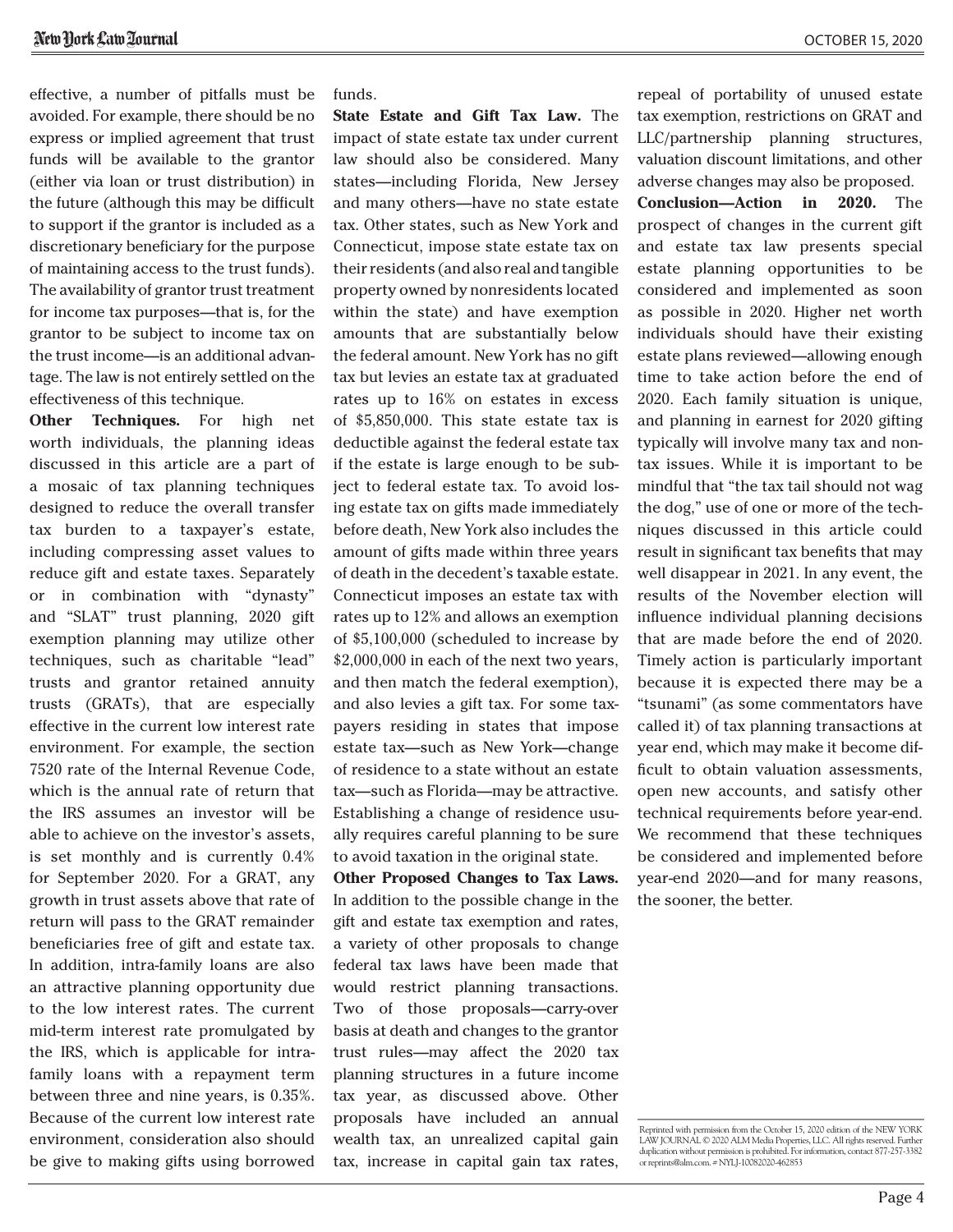effective, a number of pitfalls must be avoided. For example, there should be no express or implied agreement that trust funds will be available to the grantor (either via loan or trust distribution) in the future (although this may be difficult to support if the grantor is included as a discretionary beneficiary for the purpose of maintaining access to the trust funds). The availability of grantor trust treatment for income tax purposes—that is, for the grantor to be subject to income tax on the trust income—is an additional advantage. The law is not entirely settled on the effectiveness of this technique.

**Other Techniques.** For high net worth individuals, the planning ideas discussed in this article are a part of a mosaic of tax planning techniques designed to reduce the overall transfer tax burden to a taxpayer's estate, including compressing asset values to reduce gift and estate taxes. Separately or in combination with "dynasty" and "SLAT" trust planning, 2020 gift exemption planning may utilize other techniques, such as charitable "lead" trusts and grantor retained annuity trusts (GRATs), that are especially effective in the current low interest rate environment. For example, the section 7520 rate of the Internal Revenue Code, which is the annual rate of return that the IRS assumes an investor will be able to achieve on the investor's assets, is set monthly and is currently 0.4% for September 2020. For a GRAT, any growth in trust assets above that rate of return will pass to the GRAT remainder beneficiaries free of gift and estate tax. In addition, intra-family loans are also an attractive planning opportunity due to the low interest rates. The current mid-term interest rate promulgated by the IRS, which is applicable for intra-family loans with a repayment term between three and nine years, is 0.35%. Because of the current low interest rate environment, consideration also should be give to making gifts using borrowed funds.

**State Estate and Gift Tax Law.** The impact of state estate tax under current law should also be considered. Many states—including Florida, New Jersey and many others—have no state estate tax. Other states, such as New York and Connecticut, impose state estate tax on their residents (and also real and tangible property owned by nonresidents located within the state) and have exemption amounts that are substantially below the federal amount. New York has no gift tax but levies an estate tax at graduated rates up to 16% on estates in excess of $5,850,000. This state estate tax is deductible against the federal estate tax if the estate is large enough to be subject to federal estate tax. To avoid losing estate tax on gifts made immediately before death, New York also includes the amount of gifts made within three years of death in the decedent's taxable estate. Connecticut imposes an estate tax with rates up to 12% and allows an exemption of $5,100,000 (scheduled to increase by $2,000,000 in each of the next two years, and then match the federal exemption), and also levies a gift tax. For some taxpayers residing in states that impose estate tax—such as New York—change of residence to a state without an estate tax—such as Florida—may be attractive. Establishing a change of residence usually requires careful planning to be sure to avoid taxation in the original state.

**Other Proposed Changes to Tax Laws.** In addition to the possible change in the gift and estate tax exemption and rates, a variety of other proposals to change federal tax laws have been made that would restrict planning transactions. Two of those proposals—carry-over basis at death and changes to the grantor trust rules—may affect the 2020 tax planning structures in a future income tax year, as discussed above. Other proposals have included an annual wealth tax, an unrealized capital gain tax, increase in capital gain tax rates, repeal of portability of unused estate tax exemption, restrictions on GRAT and LLC/partnership planning structures, valuation discount limitations, and other adverse changes may also be proposed.

**Conclusion—Action in 2020.** The prospect of changes in the current gift and estate tax law presents special estate planning opportunities to be considered and implemented as soon as possible in 2020. Higher net worth individuals should have their existing estate plans reviewed—allowing enough time to take action before the end of 2020. Each family situation is unique, and planning in earnest for 2020 gifting typically will involve many tax and non-tax issues. While it is important to be mindful that "the tax tail should not wag the dog," use of one or more of the techniques discussed in this article could result in significant tax benefits that may well disappear in 2021. In any event, the results of the November election will influence individual planning decisions that are made before the end of 2020. Timely action is particularly important because it is expected there may be a "tsunami" (as some commentators have called it) of tax planning transactions at year end, which may make it become difficult to obtain valuation assessments, open new accounts, and satisfy other technical requirements before year-end. We recommend that these techniques be considered and implemented before year-end 2020—and for many reasons, the sooner, the better.

Reprinted with permission from the October 15, 2020 edition of the NEW YORK LAW JOURNAL © 2020 ALM Media Properties, LLC. All rights reserved. Further duplication without permission is prohibited. For information, contact 877-257-3382 or reprints@alm.com. # NYLJ-10082020-462853